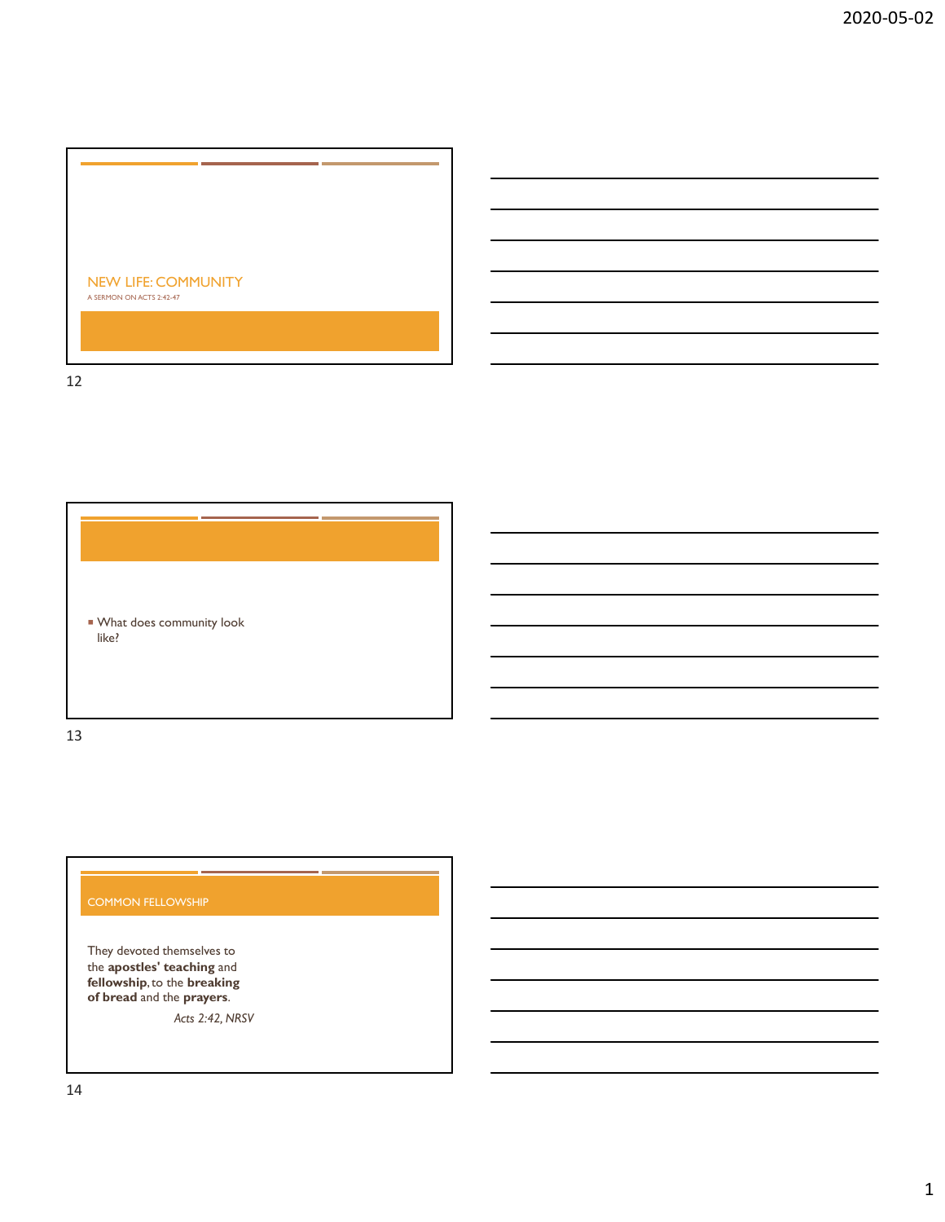## NEW LIFE: COMMUNITY

A SERMON ON ACTS 2:42-47

- What does community look like?

## COMMON FELLOWSHIP

They devoted themselves to the **apostles' teaching** and **fellowship**, to the **breaking of bread** and the **prayers**.

*Acts 2:42, NRSV*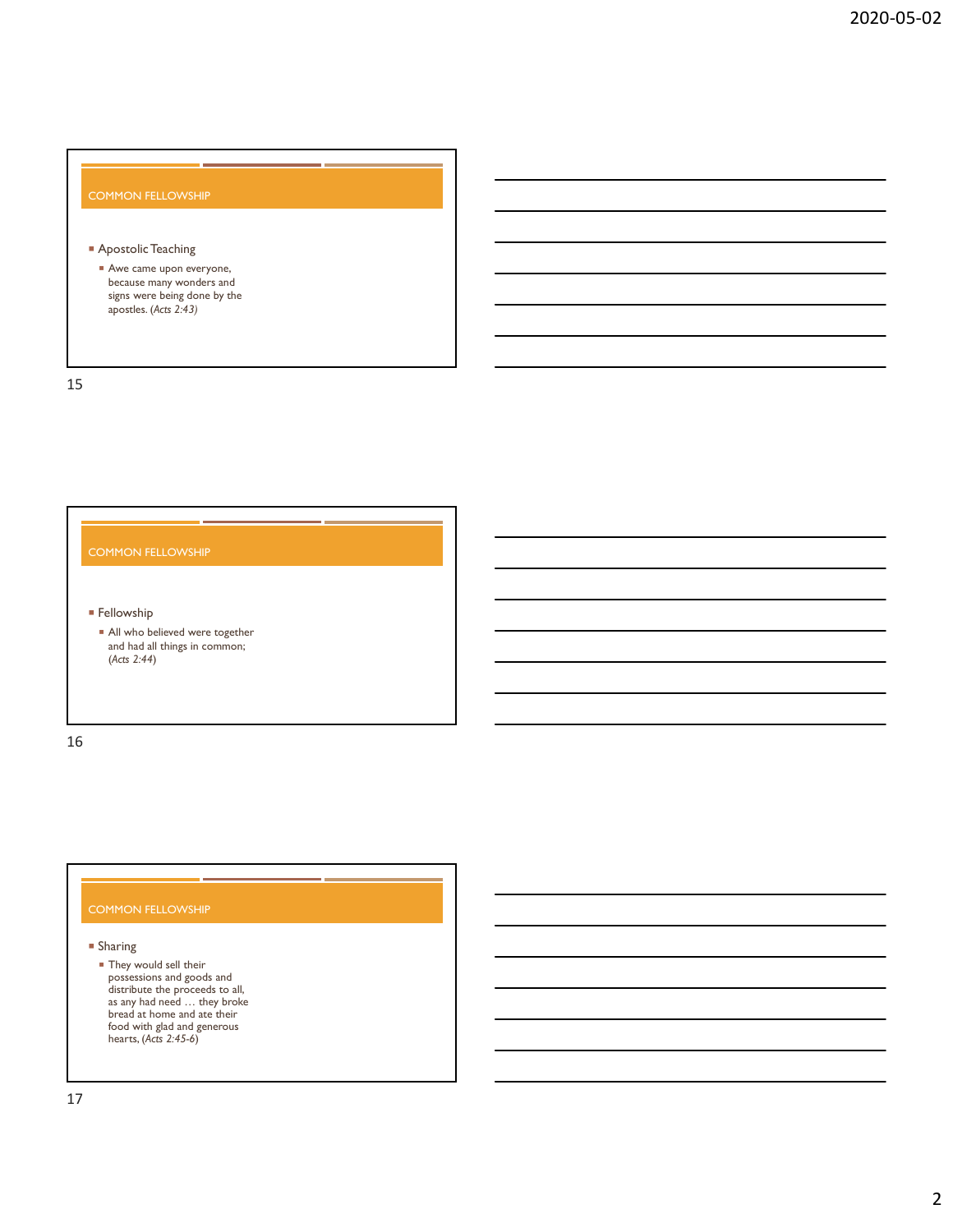## COMMON FELLOWSHIP

- Apostolic Teaching
  - Awe came upon everyone, because many wonders and signs were being done by the apostles. (*Acts 2:43)*

## COMMON FELLOWSHIP

- Fellowship
  - All who believed were together and had all things in common; (*Acts 2:44*)

## COMMON FELLOWSHIP

- Sharing
  - They would sell their possessions and goods and distribute the proceeds to all, as any had need … they broke bread at home and ate their food with glad and generous hearts, (*Acts 2:45-6*)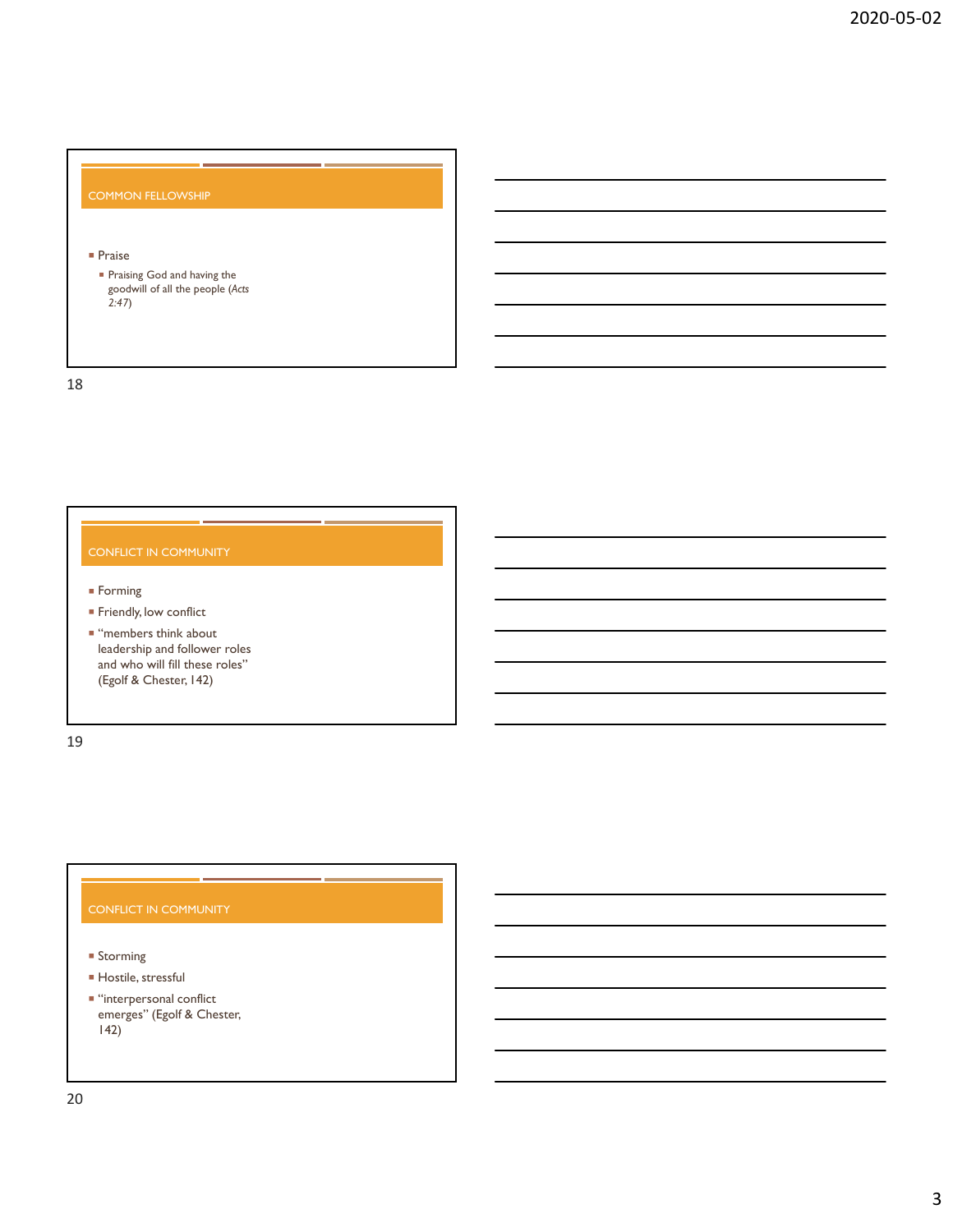## COMMON FELLOWSHIP

- Praise
  - Praising God and having the goodwill of all the people (*Acts 2:47*)

## CONFLICT IN COMMUNITY

- Forming
- Friendly, low conflict
- "members think about leadership and follower roles and who will fill these roles" (Egolf & Chester, 142)

## CONFLICT IN COMMUNITY

- Storming
- Hostile, stressful
- "interpersonal conflict emerges" (Egolf & Chester, 142)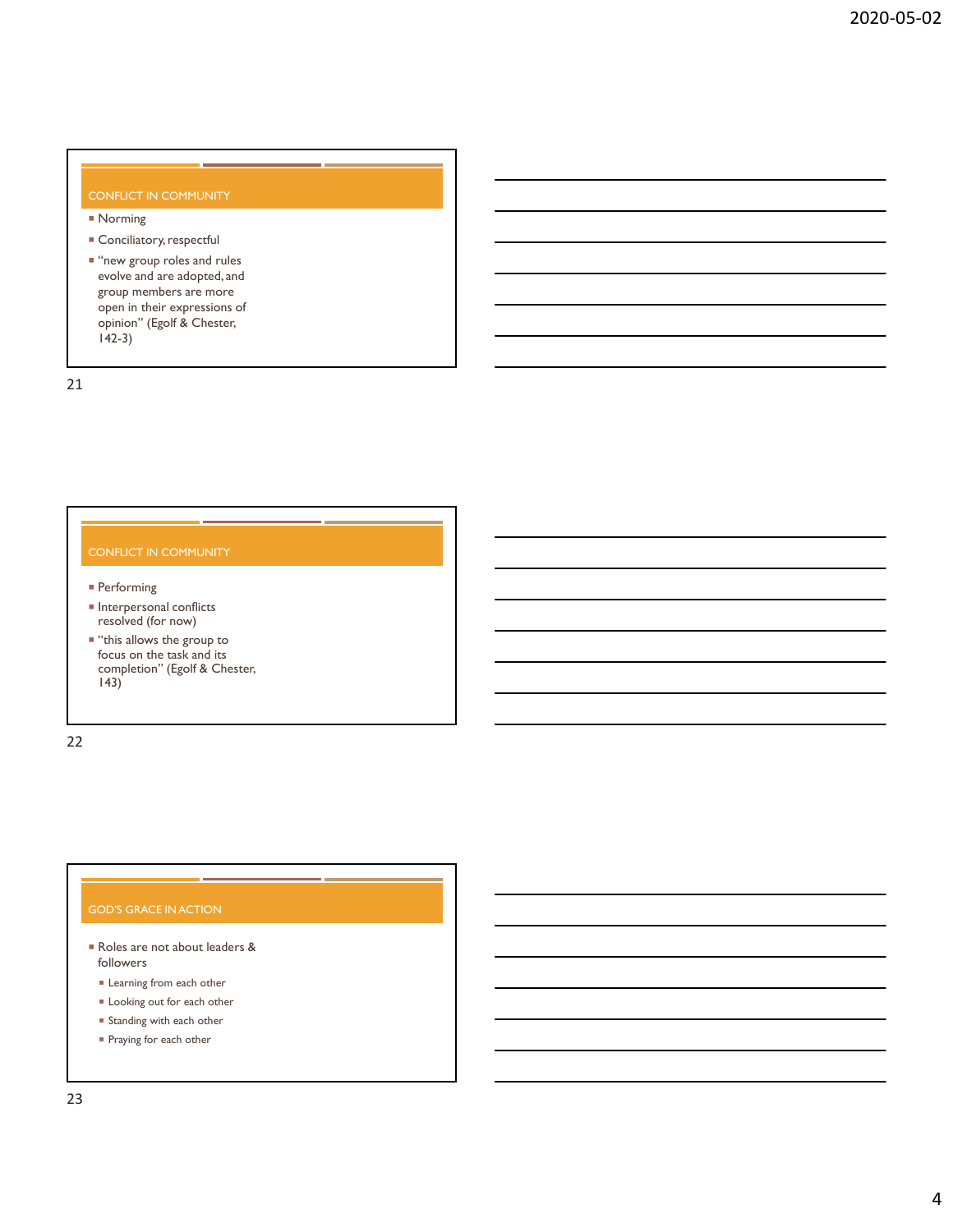## CONFLICT IN COMMUNITY

- Norming
- Conciliatory, respectful
- "new group roles and rules evolve and are adopted, and group members are more open in their expressions of opinion" (Egolf & Chester, 142-3)

21

## CONFLICT IN COMMUNITY

- Performing
- Interpersonal conflicts resolved (for now)
- "this allows the group to focus on the task and its completion" (Egolf & Chester, 143)

22

## GOD'S GRACE IN ACTION

- Roles are not about leaders & followers
  - Learning from each other
  - Looking out for each other
  - Standing with each other
  - Praying for each other

23